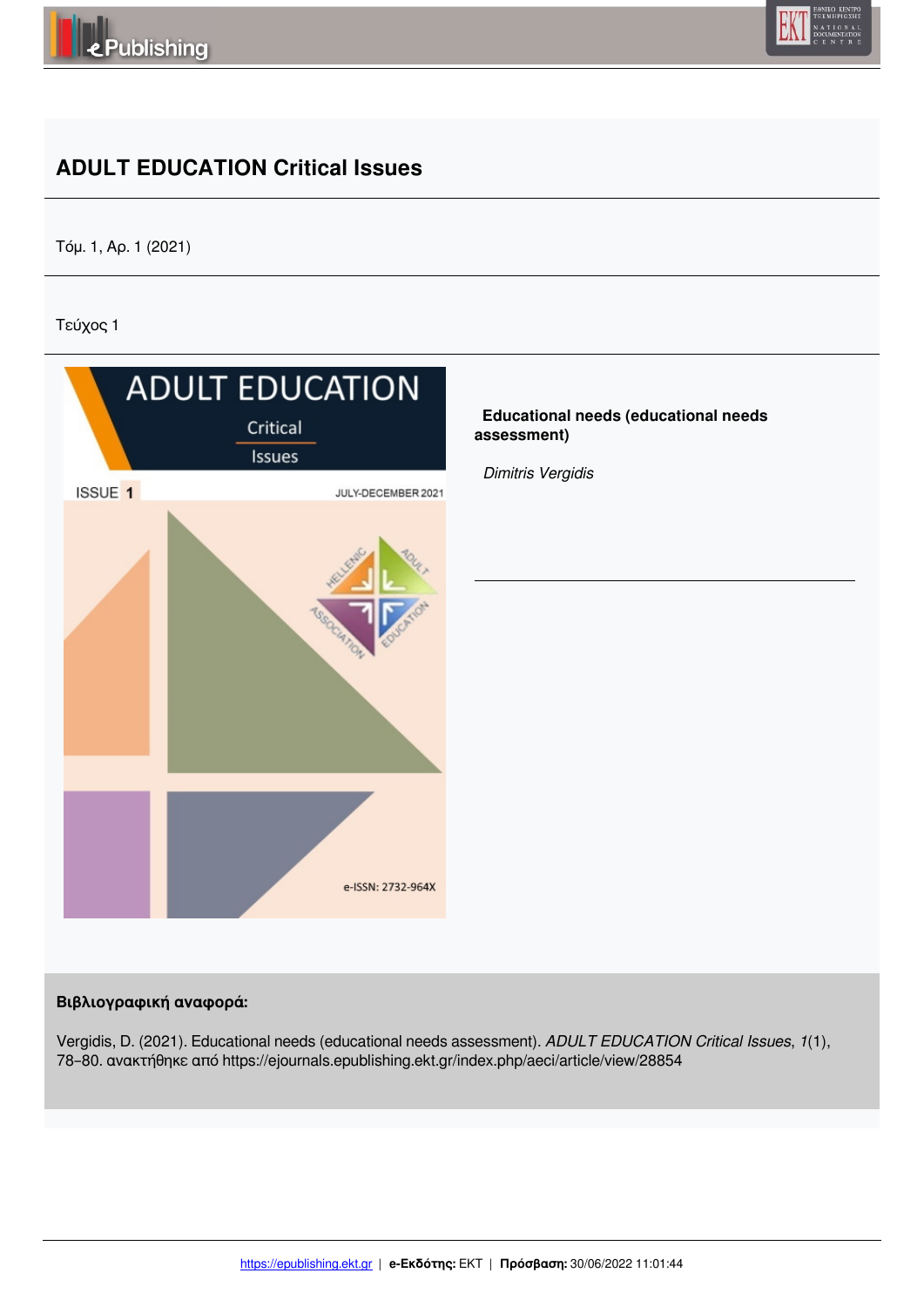# ADULT EDUCATION Critical Issues

Τόμ. 1, Αρ. 1 (2021)

Τεύχος 1

**Educational needs (educational needs assessment)**

*Dimitris Vergidis*

**Βιβλιογραφική αναφορά:**

Vergidis, D. (2021). Educational needs (educational needs assessment). *ADULT EDUCATION Critical Issues*, *1*(1), 78–80. ανακτήθηκε από https://ejournals.epublishing.ekt.gr/index.php/aeci/article/view/28854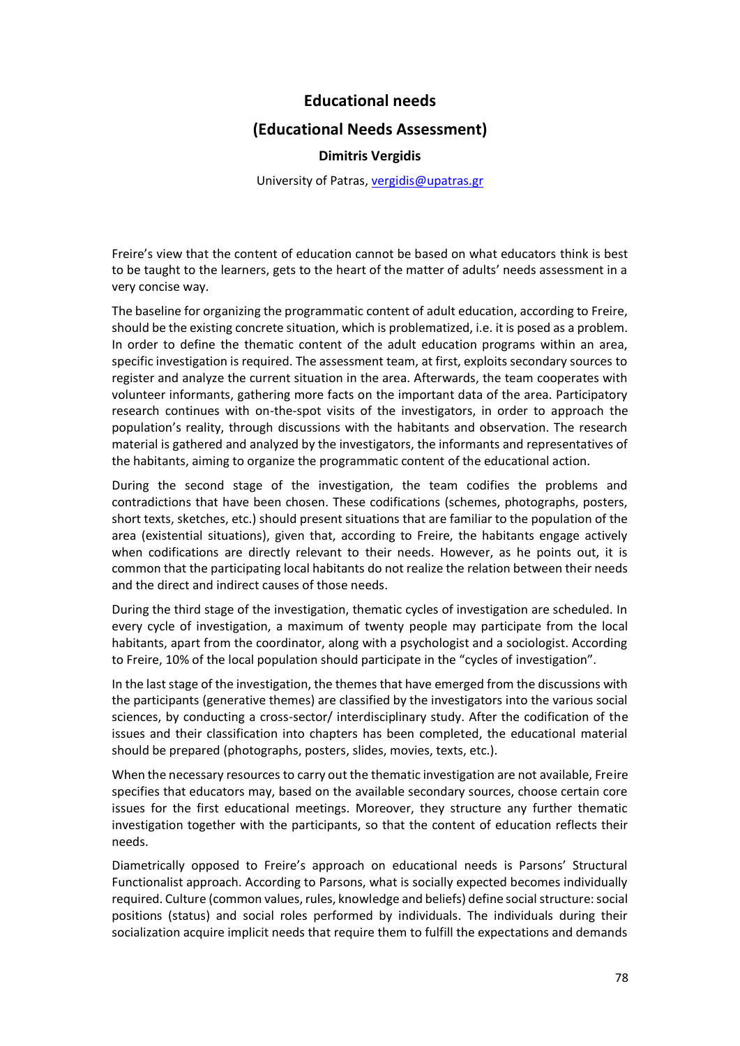# Educational needs

## (Educational Needs Assessment)

### Dimitris Vergidis

University of Patras, vergidis@upatras.gr

Freire's view that the content of education cannot be based on what educators think is best to be taught to the learners, gets to the heart of the matter of adults' needs assessment in a very concise way.

The baseline for organizing the programmatic content of adult education, according to Freire, should be the existing concrete situation, which is problematized, i.e. it is posed as a problem. In order to define the thematic content of the adult education programs within an area, specific investigation is required. The assessment team, at first, exploits secondary sources to register and analyze the current situation in the area. Afterwards, the team cooperates with volunteer informants, gathering more facts on the important data of the area. Participatory research continues with on-the-spot visits of the investigators, in order to approach the population's reality, through discussions with the habitants and observation. The research material is gathered and analyzed by the investigators, the informants and representatives of the habitants, aiming to organize the programmatic content of the educational action.

During the second stage of the investigation, the team codifies the problems and contradictions that have been chosen. These codifications (schemes, photographs, posters, short texts, sketches, etc.) should present situations that are familiar to the population of the area (existential situations), given that, according to Freire, the habitants engage actively when codifications are directly relevant to their needs. However, as he points out, it is common that the participating local habitants do not realize the relation between their needs and the direct and indirect causes of those needs.

During the third stage of the investigation, thematic cycles of investigation are scheduled. In every cycle of investigation, a maximum of twenty people may participate from the local habitants, apart from the coordinator, along with a psychologist and a sociologist. According to Freire, 10% of the local population should participate in the "cycles of investigation".

In the last stage of the investigation, the themes that have emerged from the discussions with the participants (generative themes) are classified by the investigators into the various social sciences, by conducting a cross-sector/ interdisciplinary study. After the codification of the issues and their classification into chapters has been completed, the educational material should be prepared (photographs, posters, slides, movies, texts, etc.).

When the necessary resources to carry out the thematic investigation are not available, Freire specifies that educators may, based on the available secondary sources, choose certain core issues for the first educational meetings. Moreover, they structure any further thematic investigation together with the participants, so that the content of education reflects their needs.

Diametrically opposed to Freire's approach on educational needs is Parsons' Structural Functionalist approach. According to Parsons, what is socially expected becomes individually required. Culture (common values, rules, knowledge and beliefs) define social structure: social positions (status) and social roles performed by individuals. The individuals during their socialization acquire implicit needs that require them to fulfill the expectations and demands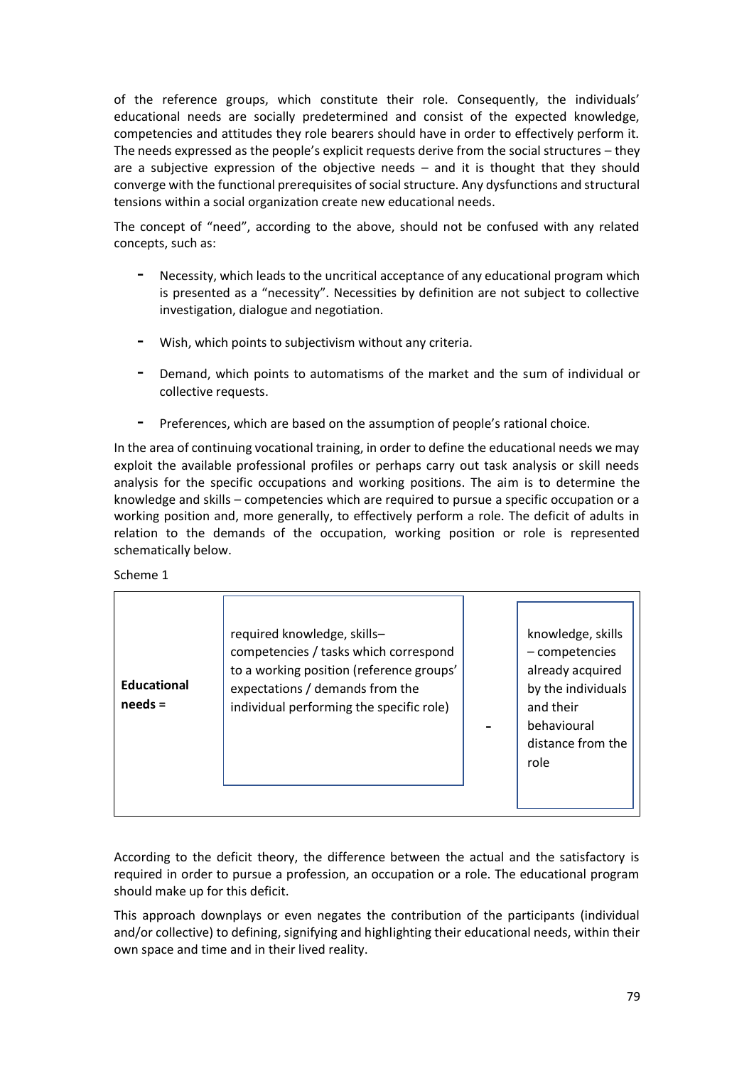of the reference groups, which constitute their role. Consequently, the individuals' educational needs are socially predetermined and consist of the expected knowledge, competencies and attitudes they role bearers should have in order to effectively perform it. The needs expressed as the people's explicit requests derive from the social structures – they are a subjective expression of the objective needs – and it is thought that they should converge with the functional prerequisites of social structure. Any dysfunctions and structural tensions within a social organization create new educational needs.

The concept of "need", according to the above, should not be confused with any related concepts, such as:

- Necessity, which leads to the uncritical acceptance of any educational program which is presented as a "necessity". Necessities by definition are not subject to collective investigation, dialogue and negotiation.
- Wish, which points to subjectivism without any criteria.
- Demand, which points to automatisms of the market and the sum of individual or collective requests.
- Preferences, which are based on the assumption of people's rational choice.

In the area of continuing vocational training, in order to define the educational needs we may exploit the available professional profiles or perhaps carry out task analysis or skill needs analysis for the specific occupations and working positions. The aim is to determine the knowledge and skills – competencies which are required to pursue a specific occupation or a working position and, more generally, to effectively perform a role. The deficit of adults in relation to the demands of the occupation, working position or role is represented schematically below.

Scheme 1

| **Educational needs =** | required knowledge, skills–competencies / tasks which correspond to a working position (reference groups' expectations / demands from the individual performing the specific role) | - | knowledge, skills – competencies already acquired by the individuals and their behavioural distance from the role |
|---|---|---|---|

According to the deficit theory, the difference between the actual and the satisfactory is required in order to pursue a profession, an occupation or a role. The educational program should make up for this deficit.

This approach downplays or even negates the contribution of the participants (individual and/or collective) to defining, signifying and highlighting their educational needs, within their own space and time and in their lived reality.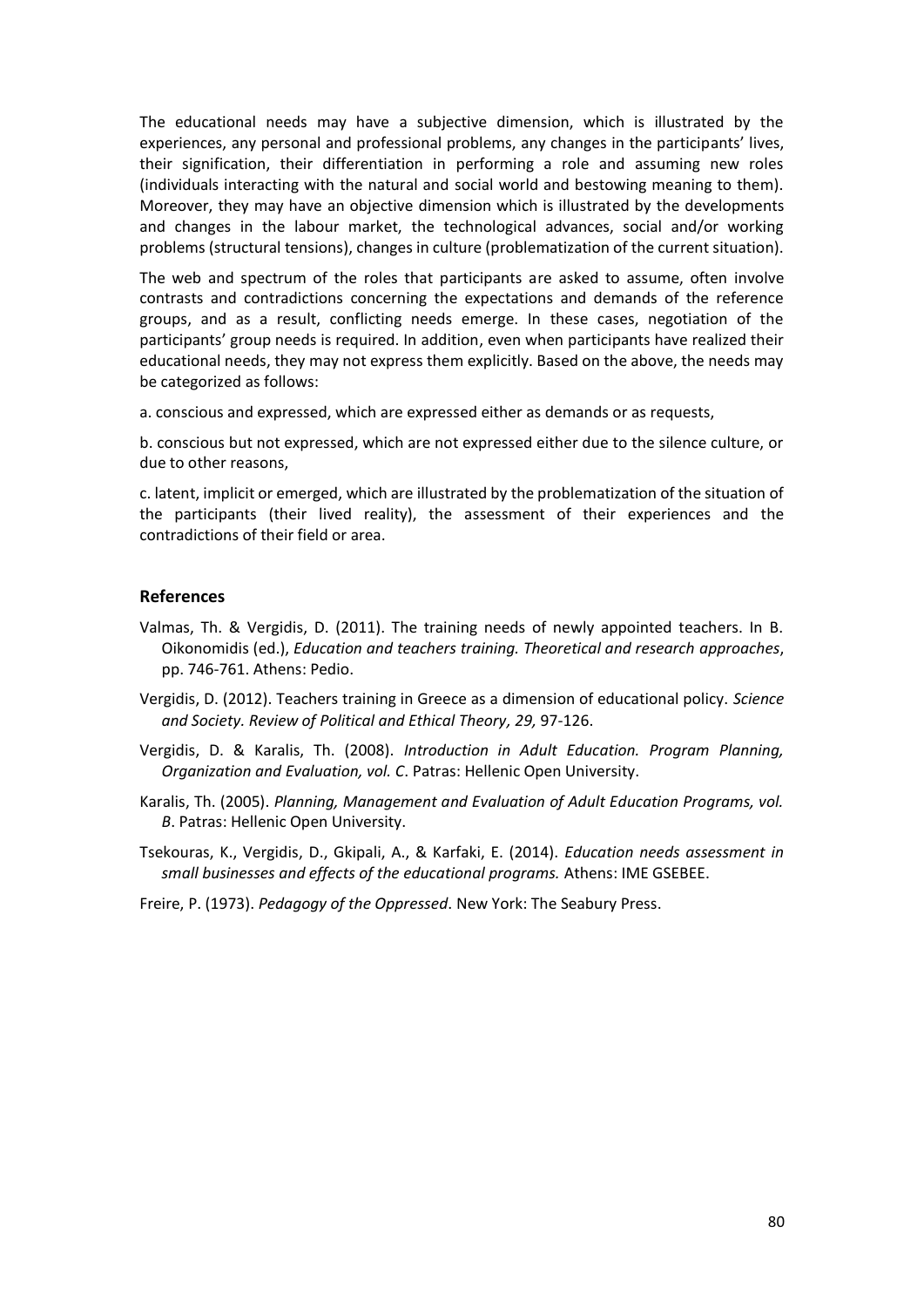The educational needs may have a subjective dimension, which is illustrated by the experiences, any personal and professional problems, any changes in the participants' lives, their signification, their differentiation in performing a role and assuming new roles (individuals interacting with the natural and social world and bestowing meaning to them). Moreover, they may have an objective dimension which is illustrated by the developments and changes in the labour market, the technological advances, social and/or working problems (structural tensions), changes in culture (problematization of the current situation).

The web and spectrum of the roles that participants are asked to assume, often involve contrasts and contradictions concerning the expectations and demands of the reference groups, and as a result, conflicting needs emerge. In these cases, negotiation of the participants' group needs is required. In addition, even when participants have realized their educational needs, they may not express them explicitly. Based on the above, the needs may be categorized as follows:

a. conscious and expressed, which are expressed either as demands or as requests,

b. conscious but not expressed, which are not expressed either due to the silence culture, or due to other reasons,

c. latent, implicit or emerged, which are illustrated by the problematization of the situation of the participants (their lived reality), the assessment of their experiences and the contradictions of their field or area.

## References

Valmas, Th. & Vergidis, D. (2011). The training needs of newly appointed teachers. In B. Oikonomidis (ed.), *Education and teachers training. Theoretical and research approaches*, pp. 746-761. Athens: Pedio.

Vergidis, D. (2012). Teachers training in Greece as a dimension of educational policy. *Science and Society. Review of Political and Ethical Theory, 29,* 97-126.

Vergidis, D. & Karalis, Th. (2008). *Introduction in Adult Education. Program Planning, Organization and Evaluation, vol. C*. Patras: Hellenic Open University.

Karalis, Th. (2005). *Planning, Management and Evaluation of Adult Education Programs, vol. B*. Patras: Hellenic Open University.

Tsekouras, K., Vergidis, D., Gkipali, A., & Karfaki, E. (2014). *Education needs assessment in small businesses and effects of the educational programs.* Athens: IME GSEBEE.

Freire, P. (1973). *Pedagogy of the Oppressed*. New York: The Seabury Press.